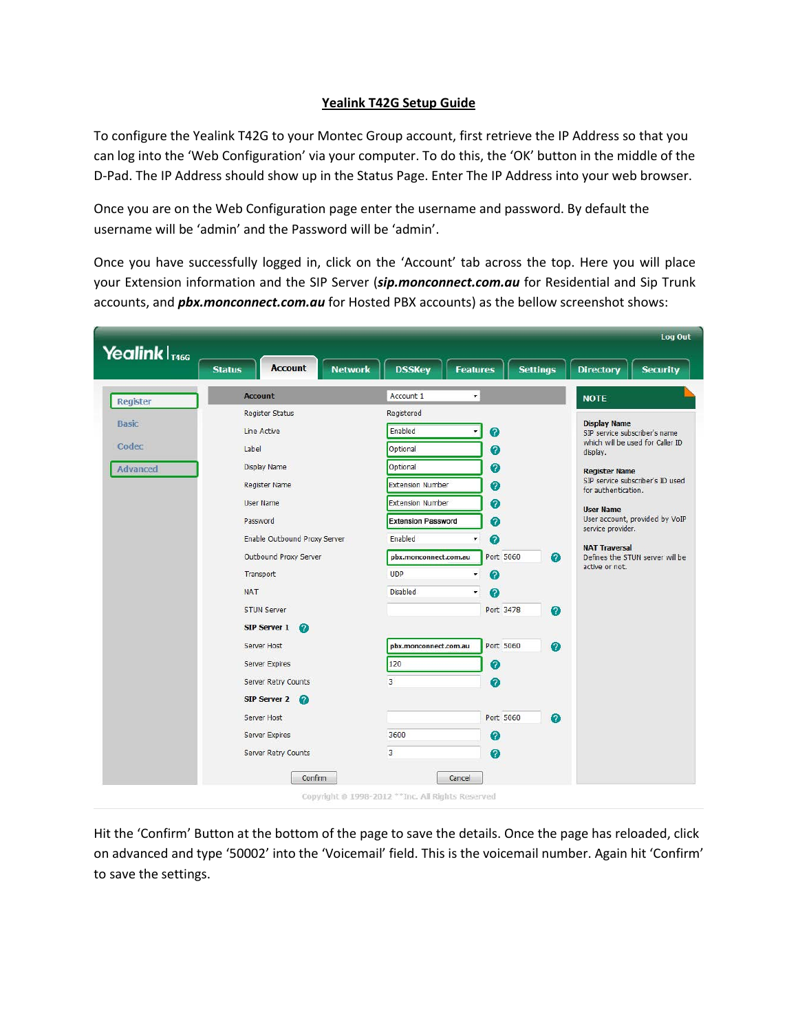# Yealink T42G Setup Guide

To configure the Yealink T42G to your Montec Group account, first retrieve the IP Address so that you can log into the 'Web Configuration' via your computer. To do this, the 'OK' button in the middle of the D-Pad. The IP Address should show up in the Status Page. Enter The IP Address into your web browser.

Once you are on the Web Configuration page enter the username and password. By default the username will be 'admin' and the Password will be 'admin'.

Once you have successfully logged in, click on the 'Account' tab across the top. Here you will place your Extension information and the SIP Server (***sip.monconnect.com.au*** for Residential and Sip Trunk accounts, and ***pbx.monconnect.com.au*** for Hosted PBX accounts) as the bellow screenshot shows:

| Account | Account 1 | |
|---|---|---|
| Register Status | Registered | |
| Line Active | Enabled | |
| Label | Optional | |
| Display Name | Optional | |
| Register Name | Extension Number | |
| User Name | Extension Number | |
| Password | Extension Password | |
| Enable Outbound Proxy Server | Enabled | |
| Outbound Proxy Server | pbx.monconnect.com.au | Port 5060 |
| Transport | UDP | |
| NAT | Disabled | |
| STUN Server | | Port 3478 |
| **SIP Server 1** | | |
| Server Host | pbx.monconnect.com.au | Port 5060 |
| Server Expires | 120 | |
| Server Retry Counts | 3 | |
| **SIP Server 2** | | |
| Server Host | | Port 5060 |
| Server Expires | 3600 | |
| Server Retry Counts | 3 | |

Hit the 'Confirm' Button at the bottom of the page to save the details. Once the page has reloaded, click on advanced and type '50002' into the 'Voicemail' field. This is the voicemail number. Again hit 'Confirm' to save the settings.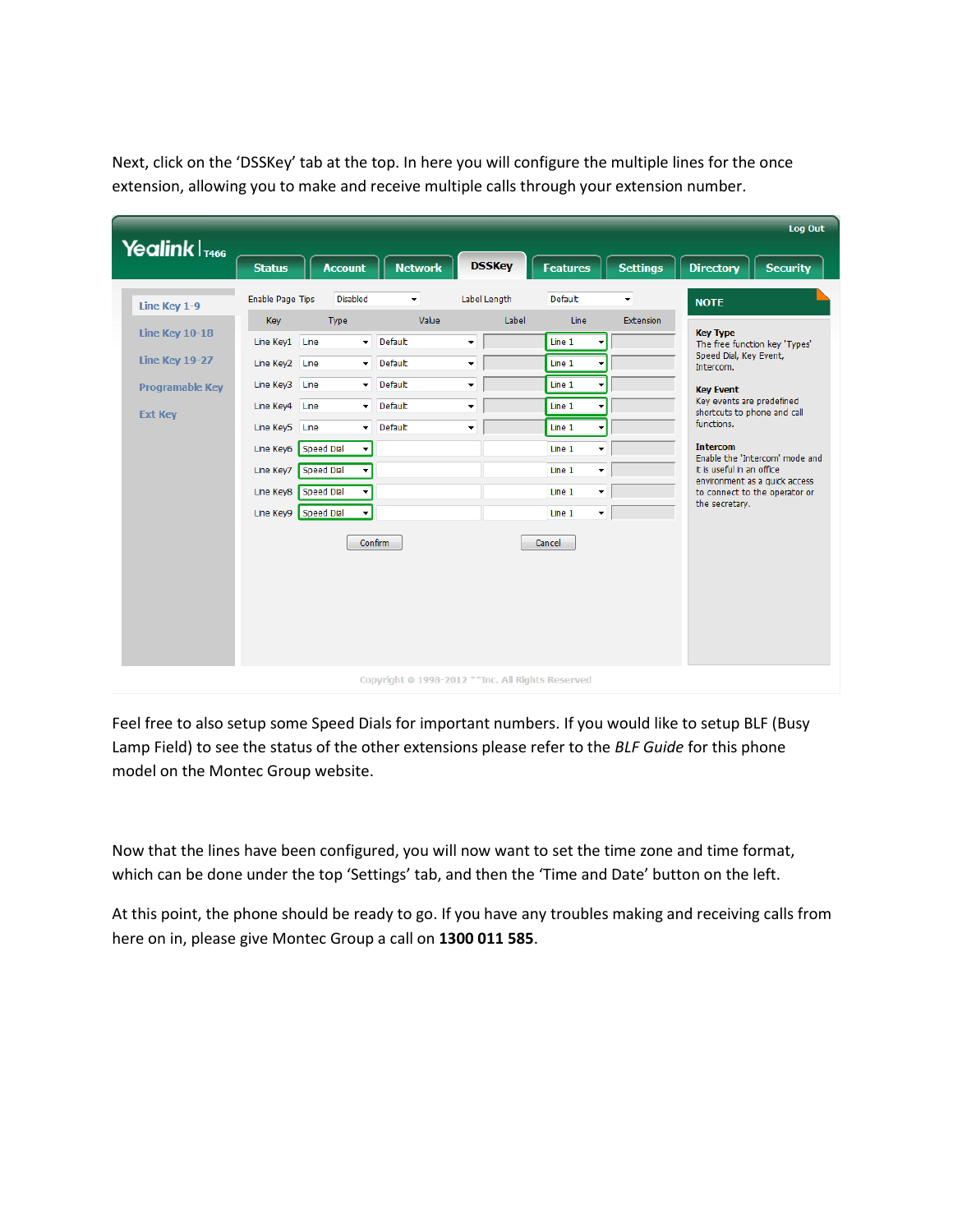Next, click on the 'DSSKey' tab at the top. In here you will configure the multiple lines for the once extension, allowing you to make and receive multiple calls through your extension number.

Feel free to also setup some Speed Dials for important numbers. If you would like to setup BLF (Busy Lamp Field) to see the status of the other extensions please refer to the *BLF Guide* for this phone model on the Montec Group website.

Now that the lines have been configured, you will now want to set the time zone and time format, which can be done under the top 'Settings' tab, and then the 'Time and Date' button on the left.

At this point, the phone should be ready to go. If you have any troubles making and receiving calls from here on in, please give Montec Group a call on **1300 011 585**.